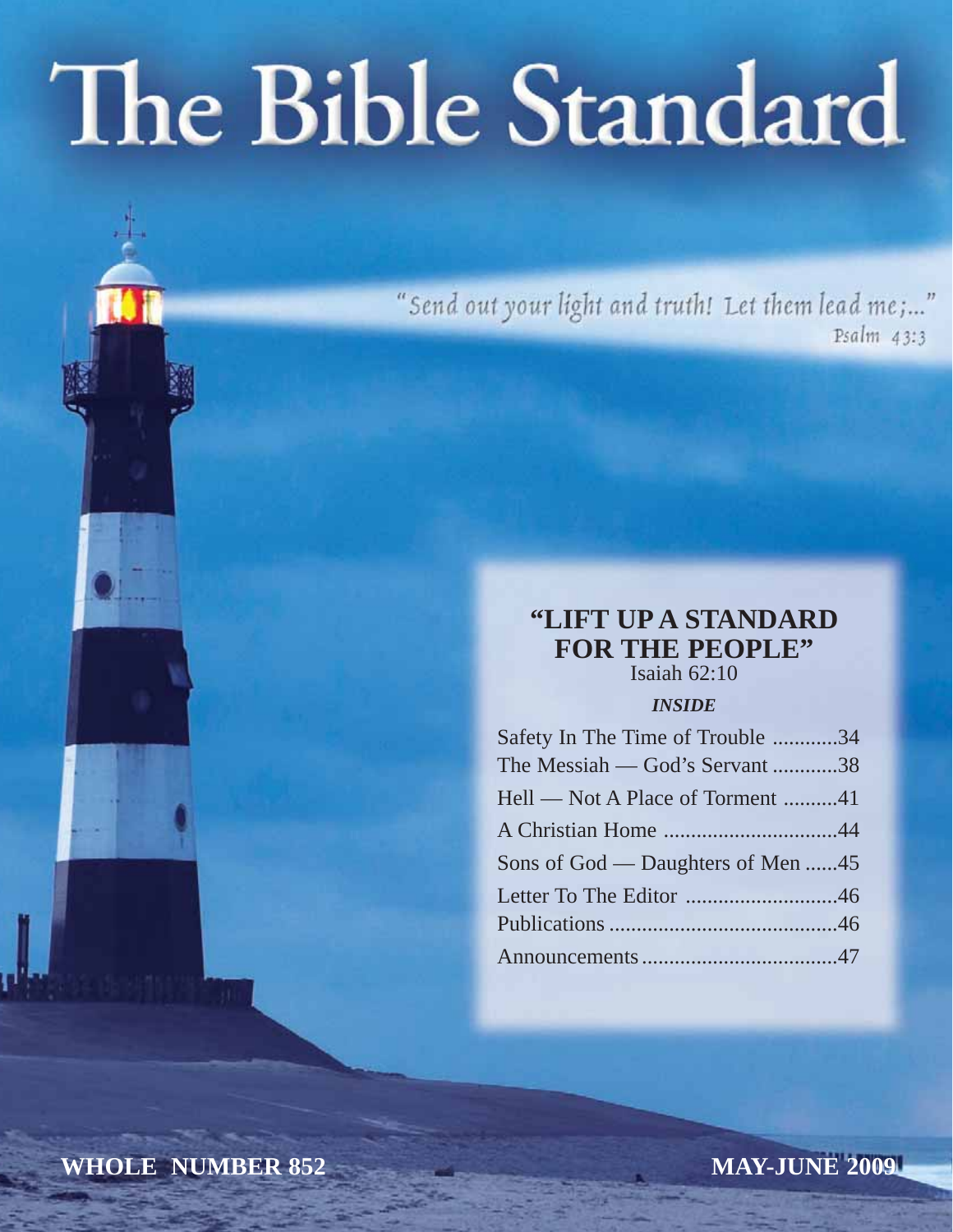# The Bible Standard

"Send out your light and truth! Let them lead me;..."
Psalm 43:3

## "LIFT UP A STANDARD FOR THE PEOPLE"

Isaiah 62:10

***INSIDE***

Safety In The Time of Trouble ............34
The Messiah — God's Servant ............38
Hell — Not A Place of Torment ..........41
A Christian Home ...............................44
Sons of God — Daughters of Men ......45
Letter To The Editor ...........................46
Publications .........................................46
Announcements ...................................47

**WHOLE NUMBER 852** **MAY-JUNE 2009**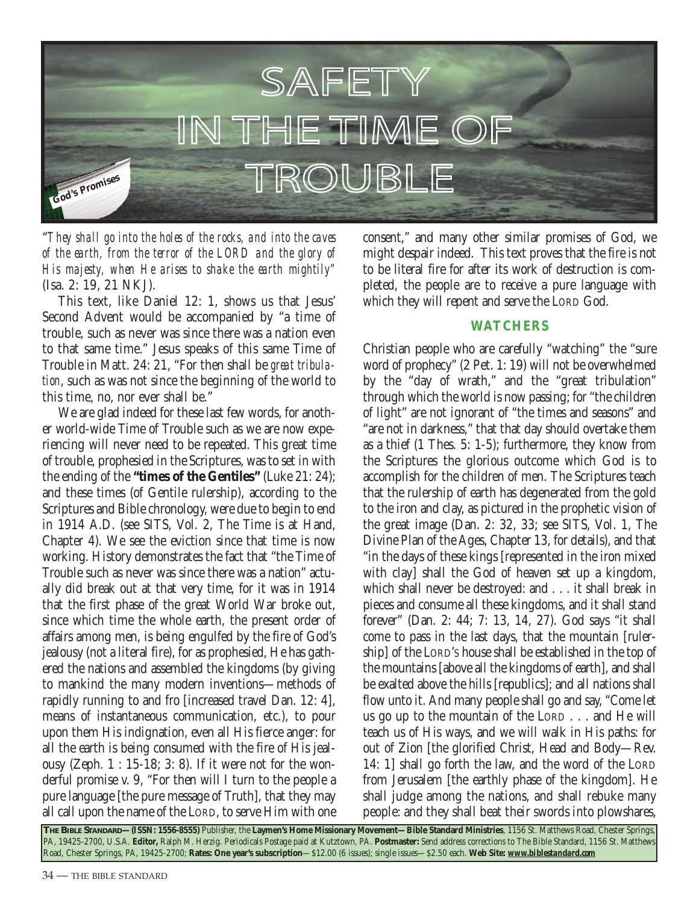# SAFETY IN THE TIME OF TROUBLE

God's Promises

"*They shall go into the holes of the rocks, and into the caves of the earth, from the terror of the LORD and the glory of His majesty, when He arises to shake the earth mightily*" (Isa. 2: 19, 21 NKJ).

This text, like Daniel 12: 1, shows us that Jesus' Second Advent would be accompanied by "a time of trouble, such as never was since there was a nation even to that same time." Jesus speaks of this same Time of Trouble in Matt. 24: 21, "For then shall be *great tribulation*, such as was not since the beginning of the world to this time, no, nor ever shall be."

We are glad indeed for these last few words, for another world-wide Time of Trouble such as we are now experiencing will never need to be repeated. This great time of trouble, prophesied in the Scriptures, was to set in with the ending of the **"times of the Gentiles"** (Luke 21: 24); and these times (of Gentile rulership), according to the Scriptures and Bible chronology, were due to begin to end in 1914 A.D. (see SITS, Vol. 2, The Time is at Hand, Chapter 4). We see the eviction since that time is now working. History demonstrates the fact that "the Time of Trouble such as never was since there was a nation" actually did break out at that very time, for it was in 1914 that the first phase of the great World War broke out, since which time the whole earth, the present order of affairs among men, is being engulfed by the fire of God's jealousy (not a literal fire), for as prophesied, He has gathered the nations and assembled the kingdoms (by giving to mankind the many modern inventions—methods of rapidly running to and fro [increased travel Dan. 12: 4], means of instantaneous communication, etc.), to pour upon them His indignation, even all His fierce anger: for all the earth is being consumed with the fire of His jealousy (Zeph. 1 : 15-18; 3: 8). If it were not for the wonderful promise v. 9, "For then will I turn to the people a pure language [the pure message of Truth], that they may all call upon the name of the LORD, to serve Him with one consent," and many other similar promises of God, we might despair indeed. This text proves that the fire is not to be literal fire for after its work of destruction is completed, the people are to receive a pure language with which they will repent and serve the LORD God.

## WATCHERS

Christian people who are carefully "watching" the "sure word of prophecy" (2 Pet. 1: 19) will not be overwhelmed by the "day of wrath," and the "great tribulation" through which the world is now passing; for "the children of light" are not ignorant of "the times and seasons" and "are not in darkness," that that day should overtake them as a thief (1 Thes. 5: 1-5); furthermore, they know from the Scriptures the glorious outcome which God is to accomplish for the children of men. The Scriptures teach that the rulership of earth has degenerated from the gold to the iron and clay, as pictured in the prophetic vision of the great image (Dan. 2: 32, 33; see SITS, Vol. 1, The Divine Plan of the Ages, Chapter 13, for details), and that "in the days of these kings [represented in the iron mixed with clay] shall the God of heaven set up a kingdom, which shall never be destroyed: and . . . it shall break in pieces and consume all these kingdoms, and it shall stand forever" (Dan. 2: 44; 7: 13, 14, 27). God says "it shall come to pass in the last days, that the mountain [rulership] of the LORD'S house shall be established in the top of the mountains [above all the kingdoms of earth], and shall be exalted above the hills [republics]; and all nations shall flow unto it. And many people shall go and say, "Come let us go up to the mountain of the LORD . . . and He will teach us of His ways, and we will walk in His paths: for out of Zion [the glorified Christ, Head and Body—Rev. 14: 1] shall go forth the law, and the word of the LORD from Jerusalem [the earthly phase of the kingdom]. He shall judge among the nations, and shall rebuke many people: and they shall beat their swords into plowshares,

**THE BIBLE STANDARD—(ISSN: 1556-8555)** Publisher, the **Laymen's Home Missionary Movement—Bible Standard Ministries**, 1156 St. Matthews Road, Chester Springs, PA, 19425-2700, U.S.A. **Editor,** Ralph M. Herzig. Periodicals Postage paid at Kutztown, PA. **Postmaster:** Send address corrections to The Bible Standard, 1156 St. Matthews Road, Chester Springs, PA, 19425-2700; **Rates: One year's subscription**—$12.00 (6 issues); single issues—$2.50 each. **Web Site: www.biblestandard.com**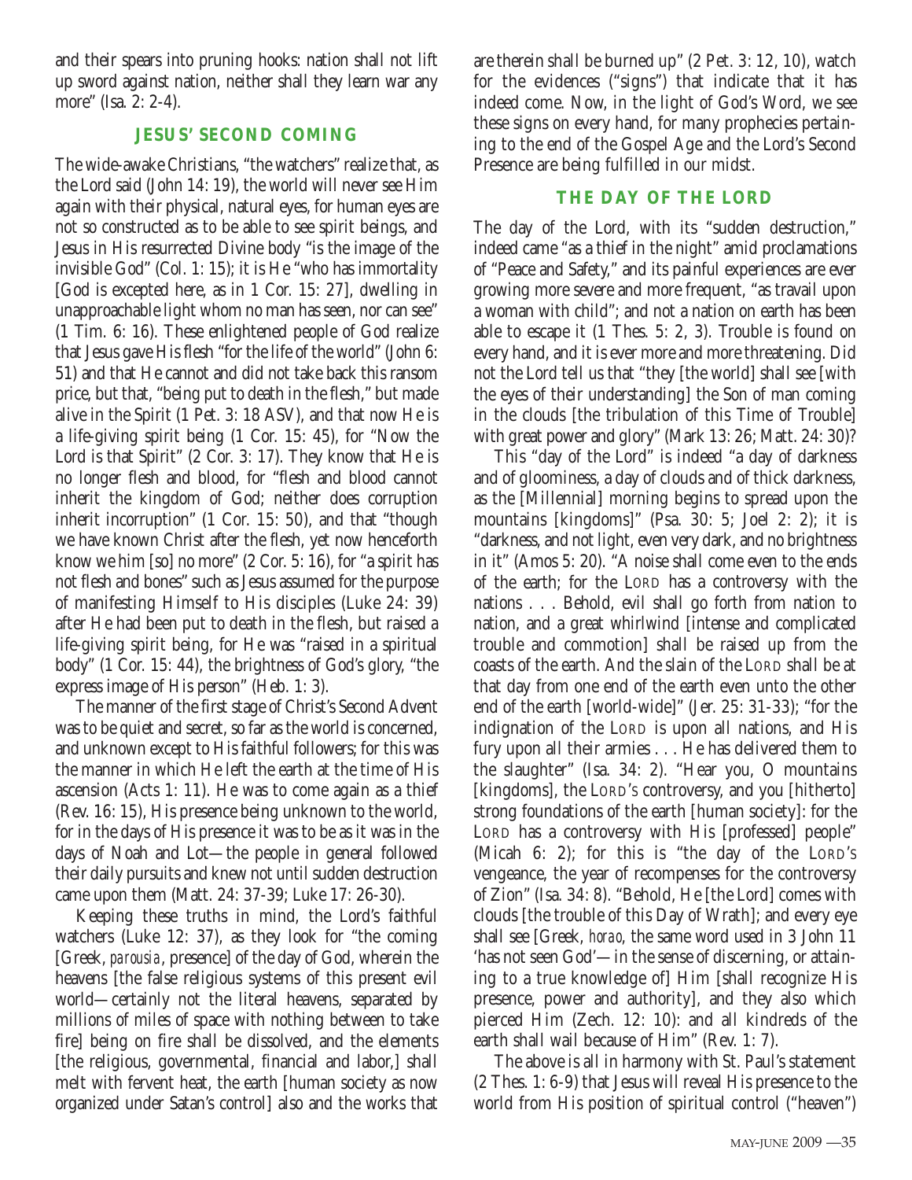and their spears into pruning hooks: nation shall not lift up sword against nation, neither shall they learn war any more" (Isa. 2: 2-4).

## JESUS' SECOND COMING

The wide-awake Christians, "the watchers" realize that, as the Lord said (John 14: 19), the world will never see Him again with their physical, natural eyes, for human eyes are not so constructed as to be able to see spirit beings, and Jesus in His resurrected Divine body "is the image of the invisible God" (Col. 1: 15); it is He "who has immortality [God is excepted here, as in 1 Cor. 15: 27], dwelling in unapproachable light whom no man has seen, nor can see" (1 Tim. 6: 16). These enlightened people of God realize that Jesus gave His flesh "for the life of the world" (John 6: 51) and that He cannot and did not take back this ransom price, but that, "being put to death in the flesh," but made alive in the Spirit (1 Pet. 3: 18 ASV), and that now He is a life-giving spirit being (1 Cor. 15: 45), for "Now the Lord is that Spirit" (2 Cor. 3: 17). They know that He is no longer flesh and blood, for "flesh and blood cannot inherit the kingdom of God; neither does corruption inherit incorruption" (1 Cor. 15: 50), and that "though we have known Christ after the flesh, yet now henceforth know we him [so] no more" (2 Cor. 5: 16), for "a spirit has not flesh and bones" such as Jesus assumed for the purpose of manifesting Himself to His disciples (Luke 24: 39) after He had been put to death in the flesh, but raised a life-giving spirit being, for He was "raised in a spiritual body" (1 Cor. 15: 44), the brightness of God's glory, "the express image of His person" (Heb. 1: 3).

The manner of the first stage of Christ's Second Advent was to be quiet and secret, so far as the world is concerned, and unknown except to His faithful followers; for this was the manner in which He left the earth at the time of His ascension (Acts 1: 11). He was to come again as a thief (Rev. 16: 15), His presence being unknown to the world, for in the days of His presence it was to be as it was in the days of Noah and Lot—the people in general followed their daily pursuits and knew not until sudden destruction came upon them (Matt. 24: 37-39; Luke 17: 26-30).

Keeping these truths in mind, the Lord's faithful watchers (Luke 12: 37), as they look for "the coming [Greek, *parousia*, presence] of the day of God, wherein the heavens [the false religious systems of this present evil world—certainly not the literal heavens, separated by millions of miles of space with nothing between to take fire] being on fire shall be dissolved, and the elements [the religious, governmental, financial and labor,] shall melt with fervent heat, the earth [human society as now organized under Satan's control] also and the works that are therein shall be burned up" (2 Pet. 3: 12, 10), watch for the evidences ("signs") that indicate that it has indeed come. Now, in the light of God's Word, we see these signs on every hand, for many prophecies pertaining to the end of the Gospel Age and the Lord's Second Presence are being fulfilled in our midst.

## THE DAY OF THE LORD

The day of the Lord, with its "sudden destruction," indeed came "as a thief in the night" amid proclamations of "Peace and Safety," and its painful experiences are ever growing more severe and more frequent, "as travail upon a woman with child"; and not a nation on earth has been able to escape it (1 Thes. 5: 2, 3). Trouble is found on every hand, and it is ever more and more threatening. Did not the Lord tell us that "they [the world] shall see [with the eyes of their understanding] the Son of man coming in the clouds [the tribulation of this Time of Trouble] with great power and glory" (Mark 13: 26; Matt. 24: 30)?

This "day of the Lord" is indeed "a day of darkness and of gloominess, a day of clouds and of thick darkness, as the [Millennial] morning begins to spread upon the mountains [kingdoms]" (Psa. 30: 5; Joel 2: 2); it is "darkness, and not light, even very dark, and no brightness in it" (Amos 5: 20). "A noise shall come even to the ends of the earth; for the LORD has a controversy with the nations . . . Behold, evil shall go forth from nation to nation, and a great whirlwind [intense and complicated trouble and commotion] shall be raised up from the coasts of the earth. And the slain of the LORD shall be at that day from one end of the earth even unto the other end of the earth [world-wide]" (Jer. 25: 31-33); "for the indignation of the LORD is upon all nations, and His fury upon all their armies . . . He has delivered them to the slaughter" (Isa. 34: 2). "Hear you, O mountains [kingdoms], the LORD'S controversy, and you [hitherto] strong foundations of the earth [human society]: for the LORD has a controversy with His [professed] people" (Micah 6: 2); for this is "the day of the LORD'S vengeance, the year of recompenses for the controversy of Zion" (Isa. 34: 8). "Behold, He [the Lord] comes with clouds [the trouble of this Day of Wrath]; and every eye shall see [Greek, *horao*, the same word used in 3 John 11 'has not seen God'—in the sense of discerning, or attaining to a true knowledge of] Him [shall recognize His presence, power and authority], and they also which pierced Him (Zech. 12: 10): and all kindreds of the earth shall wail because of Him" (Rev. 1: 7).

The above is all in harmony with St. Paul's statement (2 Thes. 1: 6-9) that Jesus will reveal His presence to the world from His position of spiritual control ("heaven")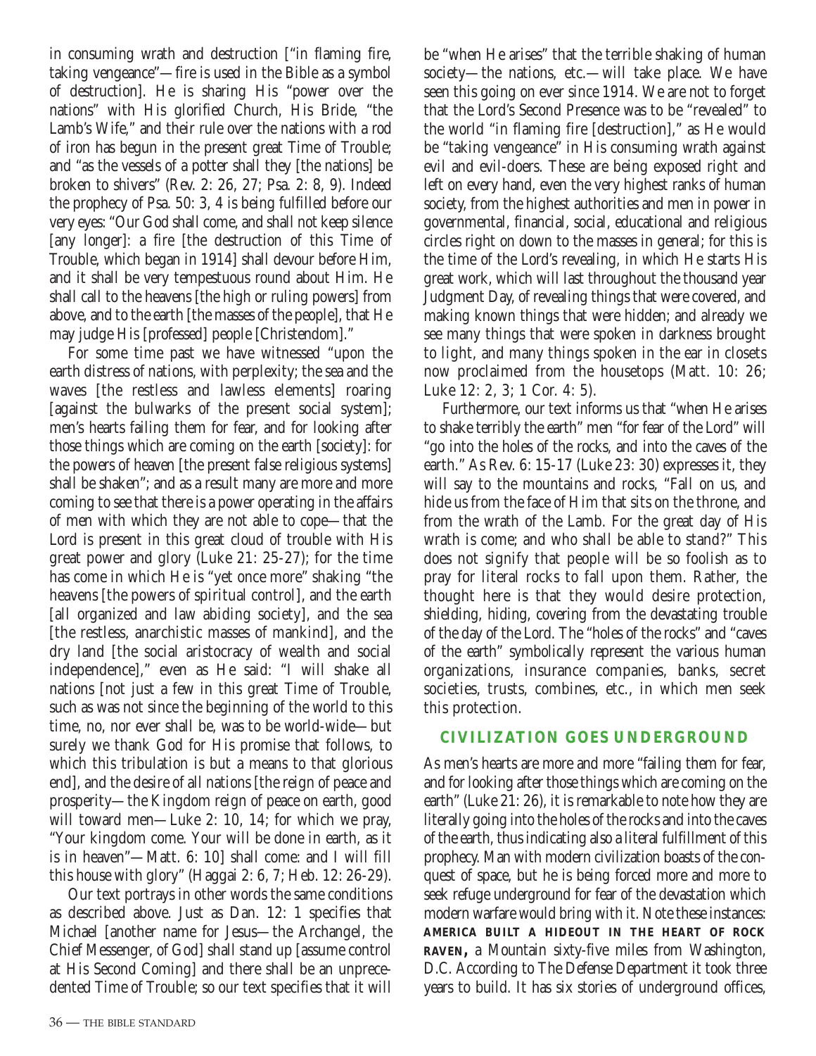in consuming wrath and destruction ["in flaming fire, taking vengeance"—fire is used in the Bible as a symbol of destruction]. He is sharing His "power over the nations" with His glorified Church, His Bride, "the Lamb's Wife," and their rule over the nations with a rod of iron has begun in the present great Time of Trouble; and "as the vessels of a potter shall they [the nations] be broken to shivers" (Rev. 2: 26, 27; Psa. 2: 8, 9). Indeed the prophecy of Psa. 50: 3, 4 is being fulfilled before our very eyes: "Our God shall come, and shall not keep silence [any longer]: a fire [the destruction of this Time of Trouble, which began in 1914] shall devour before Him, and it shall be very tempestuous round about Him. He shall call to the heavens [the high or ruling powers] from above, and to the earth [the masses of the people], that He may judge His [professed] people [Christendom]."

For some time past we have witnessed "upon the earth distress of nations, with perplexity; the sea and the waves [the restless and lawless elements] roaring [against the bulwarks of the present social system]; men's hearts failing them for fear, and for looking after those things which are coming on the earth [society]: for the powers of heaven [the present false religious systems] shall be shaken"; and as a result many are more and more coming to see that there is a power operating in the affairs of men with which they are not able to cope—that the Lord is present in this great cloud of trouble with His great power and glory (Luke 21: 25-27); for the time has come in which He is "yet once more" shaking "the heavens [the powers of spiritual control], and the earth [all organized and law abiding society], and the sea [the restless, anarchistic masses of mankind], and the dry land [the social aristocracy of wealth and social independence]," even as He said: "I will shake all nations [not just a few in this great Time of Trouble, such as was not since the beginning of the world to this time, no, nor ever shall be, was to be world-wide—but surely we thank God for His promise that follows, to which this tribulation is but a means to that glorious end], and the desire of all nations [the reign of peace and prosperity—the Kingdom reign of peace on earth, good will toward men—Luke 2: 10, 14; for which we pray, "Your kingdom come. Your will be done in earth, as it is in heaven"—Matt. 6: 10] shall come: and I will fill this house with glory" (Haggai 2: 6, 7; Heb. 12: 26-29).

Our text portrays in other words the same conditions as described above. Just as Dan. 12: 1 specifies that Michael [another name for Jesus—the Archangel, the Chief Messenger, of God] shall stand up [assume control at His Second Coming] and there shall be an unprecedented Time of Trouble; so our text specifies that it will be "when He arises" that the terrible shaking of human society—the nations, etc.—will take place. We have seen this going on ever since 1914. We are not to forget that the Lord's Second Presence was to be "revealed" to the world "in flaming fire [destruction]," as He would be "taking vengeance" in His consuming wrath against evil and evil-doers. These are being exposed right and left on every hand, even the very highest ranks of human society, from the highest authorities and men in power in governmental, financial, social, educational and religious circles right on down to the masses in general; for this is the time of the Lord's revealing, in which He starts His great work, which will last throughout the thousand year Judgment Day, of revealing things that were covered, and making known things that were hidden; and already we see many things that were spoken in darkness brought to light, and many things spoken in the ear in closets now proclaimed from the housetops (Matt. 10: 26; Luke 12: 2, 3; 1 Cor. 4: 5).

Furthermore, our text informs us that "when He arises to shake terribly the earth" men "for fear of the Lord" will "go into the holes of the rocks, and into the caves of the earth." As Rev. 6: 15-17 (Luke 23: 30) expresses it, they will say to the mountains and rocks, "Fall on us, and hide us from the face of Him that sits on the throne, and from the wrath of the Lamb. For the great day of His wrath is come; and who shall be able to stand?" This does not signify that people will be so foolish as to pray for literal rocks to fall upon them. Rather, the thought here is that they would desire protection, shielding, hiding, covering from the devastating trouble of the day of the Lord. The "holes of the rocks" and "caves of the earth" symbolically represent the various human organizations, insurance companies, banks, secret societies, trusts, combines, etc., in which men seek this protection.

## CIVILIZATION GOES UNDERGROUND

As men's hearts are more and more "failing them for fear, and for looking after those things which are coming on the earth" (Luke 21: 26), it is remarkable to note how they are literally going into the holes of the rocks and into the caves of the earth, thus indicating also a literal fulfillment of this prophecy. Man with modern civilization boasts of the conquest of space, but he is being forced more and more to seek refuge underground for fear of the devastation which modern warfare would bring with it. Note these instances: **AMERICA BUILT A HIDEOUT IN THE HEART OF ROCK RAVEN,** a Mountain sixty-five miles from Washington, D.C. According to The Defense Department it took three years to build. It has six stories of underground offices,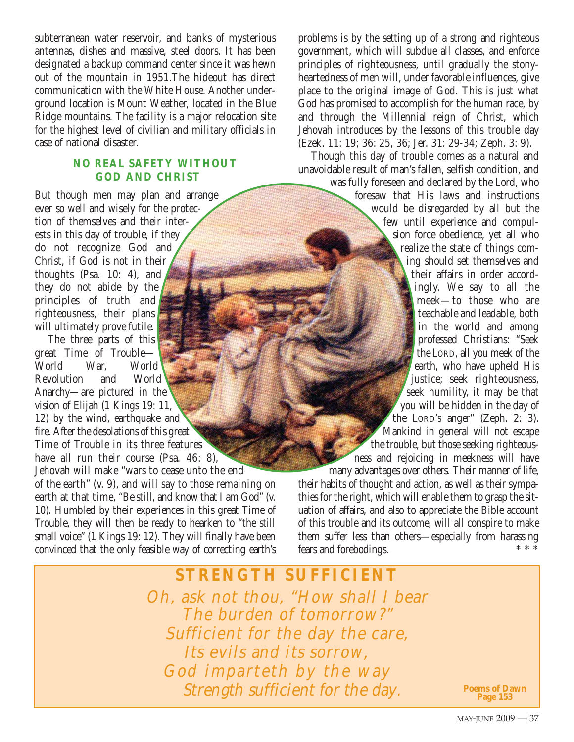subterranean water reservoir, and banks of mysterious antennas, dishes and massive, steel doors. It has been designated a backup command center since it was hewn out of the mountain in 1951.The hideout has direct communication with the White House. Another underground location is Mount Weather, located in the Blue Ridge mountains. The facility is a major relocation site for the highest level of civilian and military officials in case of national disaster.

## NO REAL SAFETY WITHOUT GOD AND CHRIST

But though men may plan and arrange ever so well and wisely for the protection of themselves and their interests in this day of trouble, if they do not recognize God and Christ, if God is not in their thoughts (Psa. 10: 4), and they do not abide by the principles of truth and righteousness, their plans will ultimately prove futile.

The three parts of this great Time of Trouble—World War, World Revolution and World Anarchy—are pictured in the vision of Elijah (1 Kings 19: 11, 12) by the wind, earthquake and fire. After the desolations of this great Time of Trouble in its three features have all run their course (Psa. 46: 8), Jehovah will make "wars to cease unto the end of the earth" (v. 9), and will say to those remaining on earth at that time, "Be still, and know that I am God" (v. 10). Humbled by their experiences in this great Time of Trouble, they will then be ready to hearken to "the still small voice" (1 Kings 19: 12). They will finally have been convinced that the only feasible way of correcting earth's problems is by the setting up of a strong and righteous government, which will subdue all classes, and enforce principles of righteousness, until gradually the stony-heartedness of men will, under favorable influences, give place to the original image of God. This is just what God has promised to accomplish for the human race, by and through the Millennial reign of Christ, which Jehovah introduces by the lessons of this trouble day (Ezek. 11: 19; 36: 25, 36; Jer. 31: 29-34; Zeph. 3: 9).

Though this day of trouble comes as a natural and unavoidable result of man's fallen, selfish condition, and was fully foreseen and declared by the Lord, who foresaw that His laws and instructions would be disregarded by all but the few until experience and compulsion force obedience, yet all who realize the state of things coming should set themselves and their affairs in order accordingly. We say to all the meek—to those who are teachable and leadable, both in the world and among professed Christians: "Seek the LORD, all you meek of the earth, who have upheld His justice; seek righteousness, seek humility, it may be that you will be hidden in the day of the LORD'S anger" (Zeph. 2: 3). Mankind in general will not escape the trouble, but those seeking righteousness and rejoicing in meekness will have many advantages over others. Their manner of life, their habits of thought and action, as well as their sympathies for the right, which will enable them to grasp the situation of affairs, and also to appreciate the Bible account of this trouble and its outcome, will all conspire to make them suffer less than others—especially from harassing fears and forebodings. * * *

## STRENGTH SUFFICIENT

*Oh, ask not thou, "How shall I bear*
*The burden of tomorrow?"*
*Sufficient for the day the care,*
*Its evils and its sorrow,*
*God imparteth by the way*
*Strength sufficient for the day.*

**Poems of Dawn Page 153**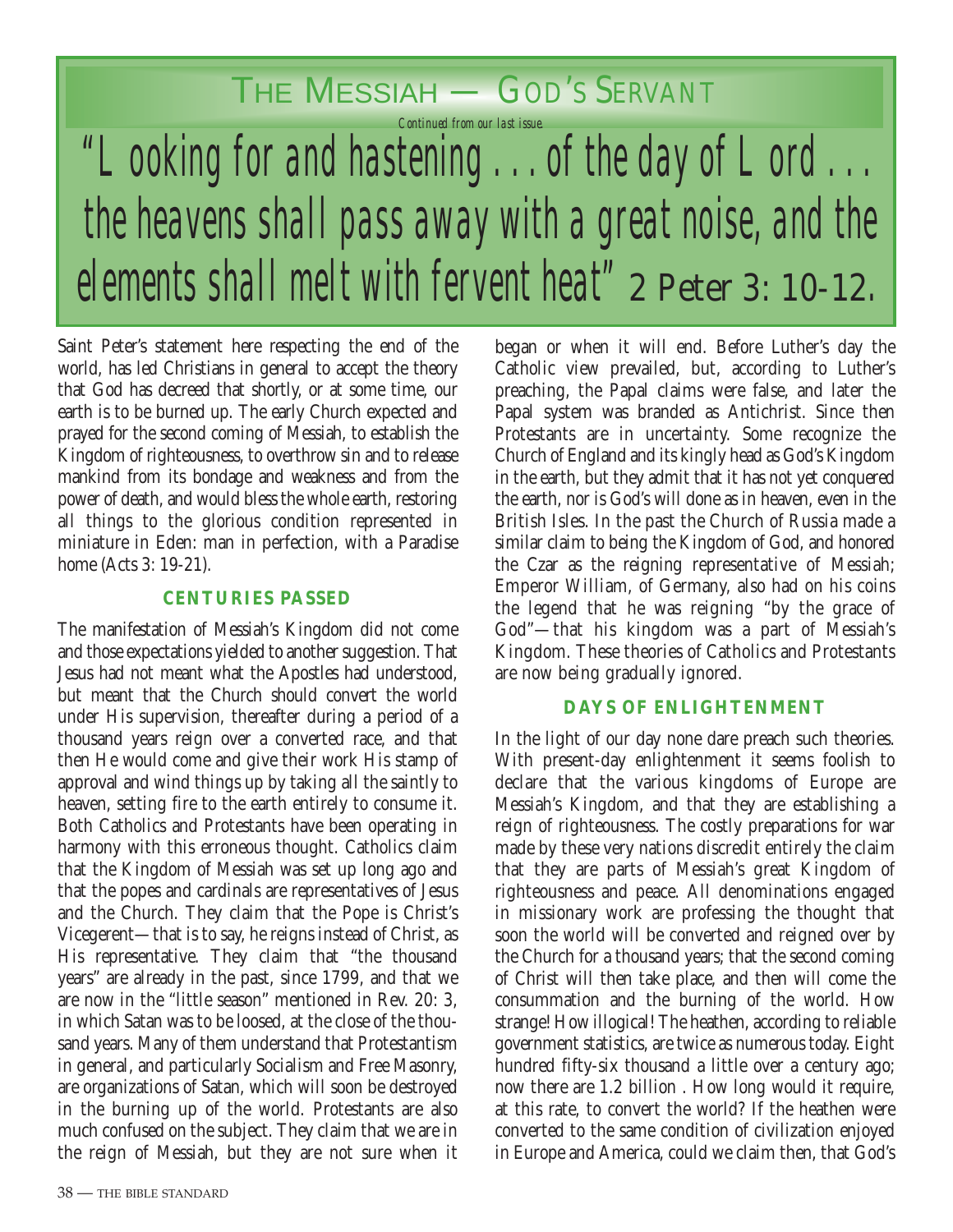# The Messiah — God's Servant

*Continued from our last issue.*

## *"Looking for and hastening . . . of the day of Lord . . . the heavens shall pass away with a great noise, and the elements shall melt with fervent heat"* 2 Peter 3: 10-12.

Saint Peter's statement here respecting the end of the world, has led Christians in general to accept the theory that God has decreed that shortly, or at some time, our earth is to be burned up. The early Church expected and prayed for the second coming of Messiah, to establish the Kingdom of righteousness, to overthrow sin and to release mankind from its bondage and weakness and from the power of death, and would bless the whole earth, restoring all things to the glorious condition represented in miniature in Eden: man in perfection, with a Paradise home (Acts 3: 19-21).

### CENTURIES PASSED

The manifestation of Messiah's Kingdom did not come and those expectations yielded to another suggestion. That Jesus had not meant what the Apostles had understood, but meant that the Church should convert the world under His supervision, thereafter during a period of a thousand years reign over a converted race, and that then He would come and give their work His stamp of approval and wind things up by taking all the saintly to heaven, setting fire to the earth entirely to consume it. Both Catholics and Protestants have been operating in harmony with this erroneous thought. Catholics claim that the Kingdom of Messiah was set up long ago and that the popes and cardinals are representatives of Jesus and the Church. They claim that the Pope is Christ's Vicegerent—that is to say, he reigns instead of Christ, as His representative. They claim that "the thousand years" are already in the past, since 1799, and that we are now in the "little season" mentioned in Rev. 20: 3, in which Satan was to be loosed, at the close of the thousand years. Many of them understand that Protestantism in general, and particularly Socialism and Free Masonry, are organizations of Satan, which will soon be destroyed in the burning up of the world. Protestants are also much confused on the subject. They claim that we are in the reign of Messiah, but they are not sure when it began or when it will end. Before Luther's day the Catholic view prevailed, but, according to Luther's preaching, the Papal claims were false, and later the Papal system was branded as Antichrist. Since then Protestants are in uncertainty. Some recognize the Church of England and its kingly head as God's Kingdom in the earth, but they admit that it has not yet conquered the earth, nor is God's will done as in heaven, even in the British Isles. In the past the Church of Russia made a similar claim to being the Kingdom of God, and honored the Czar as the reigning representative of Messiah; Emperor William, of Germany, also had on his coins the legend that he was reigning "by the grace of God"—that his kingdom was a part of Messiah's Kingdom. These theories of Catholics and Protestants are now being gradually ignored.

### DAYS OF ENLIGHTENMENT

In the light of our day none dare preach such theories. With present-day enlightenment it seems foolish to declare that the various kingdoms of Europe are Messiah's Kingdom, and that they are establishing a reign of righteousness. The costly preparations for war made by these very nations discredit entirely the claim that they are parts of Messiah's great Kingdom of righteousness and peace. All denominations engaged in missionary work are professing the thought that soon the world will be converted and reigned over by the Church for a thousand years; that the second coming of Christ will then take place, and then will come the consummation and the burning of the world. How strange! How illogical! The heathen, according to reliable government statistics, are twice as numerous today. Eight hundred fifty-six thousand a little over a century ago; now there are 1.2 billion . How long would it require, at this rate, to convert the world? If the heathen were converted to the same condition of civilization enjoyed in Europe and America, could we claim then, that God's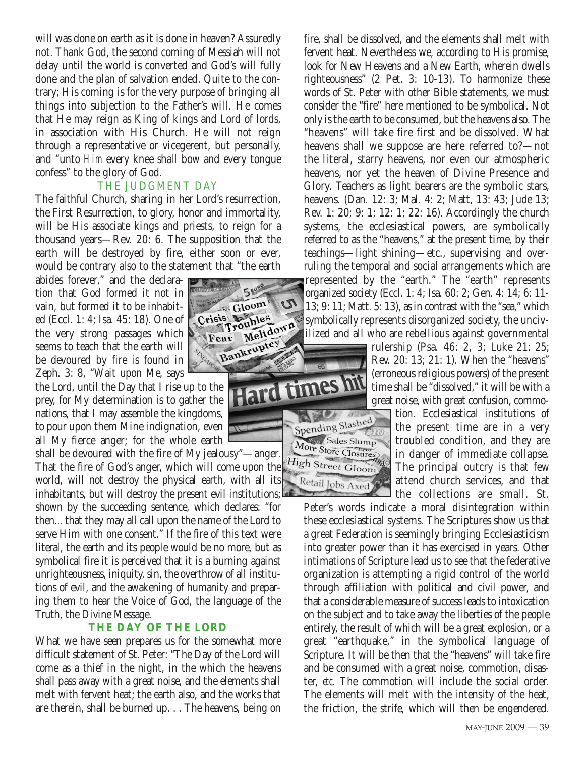will was done on earth as it is done in heaven? Assuredly not. Thank God, the second coming of Messiah will not delay until the world is converted and God's will fully done and the plan of salvation ended. Quite to the contrary; His coming is for the very purpose of bringing all things into subjection to the Father's will. He comes that He may reign as King of kings and Lord of lords, in association with His Church. He will not reign through a representative or vicegerent, but personally, and "unto *Him* every knee shall bow and every tongue confess" to the glory of God.

## THE JUDGMENT DAY

The faithful Church, sharing in her Lord's resurrection, the First Resurrection, to glory, honor and immortality, will be His associate kings and priests, to reign for a thousand years—Rev. 20: 6. The supposition that the earth will be destroyed by fire, either soon or ever, would be contrary also to the statement that "the earth abides forever," and the declaration that God formed it not in vain, but formed it to be inhabited (Eccl. 1: 4; Isa. 45: 18). One of the very strong passages which seems to teach that the earth will be devoured by fire is found in Zeph. 3: 8, "Wait upon Me, says the Lord, until the Day that I rise up to the prey, for My determination is to gather the nations, that I may assemble the kingdoms, to pour upon them Mine indignation, even all My fierce anger; for the whole earth shall be devoured with the fire of My jealousy"—anger. That the fire of God's anger, which will come upon the world, will not destroy the physical earth, with all its inhabitants, but will destroy the present evil institutions; shown by the succeeding sentence, which declares: "for then... that they may all call upon the name of the Lord to serve Him with one consent." If the fire of this text were literal, the earth and its people would be no more, but as symbolical fire it is perceived that it is a burning against unrighteousness, iniquity, sin, the overthrow of all institutions of evil, and the awakening of humanity and preparing them to hear the Voice of God, the language of the Truth, the Divine Message.

## THE DAY OF THE LORD

What we have seen prepares us for the somewhat more difficult statement of St. Peter: "The Day of the Lord will come as a thief in the night, in the which the heavens shall pass away with a great noise, and the elements shall melt with fervent heat; the earth also, and the works that are therein, shall be burned up. . . The heavens, being on fire, shall be dissolved, and the elements shall melt with fervent heat. Nevertheless we, according to His promise, look for New Heavens and a New Earth, wherein dwells righteousness" (2 Pet. 3: 10-13). To harmonize these words of St. Peter with other Bible statements, we must consider the "fire" here mentioned to be symbolical. Not only is the earth to be consumed, but the heavens also. The "heavens" will take fire first and be dissolved. What heavens shall we suppose are here referred to?—not the literal, starry heavens, nor even our atmospheric heavens, nor yet the heaven of Divine Presence and Glory. Teachers as light bearers are the symbolic stars, heavens. (Dan. 12: 3; Mal. 4: 2; Matt, 13: 43; Jude 13; Rev. 1: 20; 9: 1; 12: 1; 22: 16). Accordingly the church systems, the ecclesiastical powers, are symbolically referred to as the "heavens," at the present time, by their teachings—light shining—etc., supervising and overruling the temporal and social arrangements which are represented by the "earth." The "earth" represents organized society (Eccl. 1: 4; Isa. 60: 2; Gen. 4: 14; 6: 11-13; 9: 11; Matt. 5: 13), as in contrast with the "sea," which symbolically represents disorganized society, the uncivilized and all who are rebellious against governmental rulership (Psa. 46: 2, 3; Luke 21: 25; Rev. 20: 13; 21: 1). When the "heavens" (erroneous religious powers) of the present time shall be "dissolved," it will be with a great noise, with great confusion, commotion. Ecclesiastical institutions of the present time are in a very troubled condition, and they are in danger of immediate collapse. The principal outcry is that few attend church services, and that the collections are small. St. Peter's words indicate a moral disintegration within these ecclesiastical systems. The Scriptures show us that a great Federation is seemingly bringing Ecclesiasticism into greater power than it has exercised in years. Other intimations of Scripture lead us to see that the federative organization is attempting a rigid control of the world through affiliation with political and civil power, and that a considerable measure of success leads to intoxication on the subject and to take away the liberties of the people entirely, the result of which will be a great explosion, or a great "earthquake," in the symbolical language of Scripture. It will be then that the "heavens" will take fire and be consumed with a great noise, commotion, disaster, *etc.* The commotion will include the social order. The elements will melt with the intensity of the heat, the friction, the strife, which will then be engendered.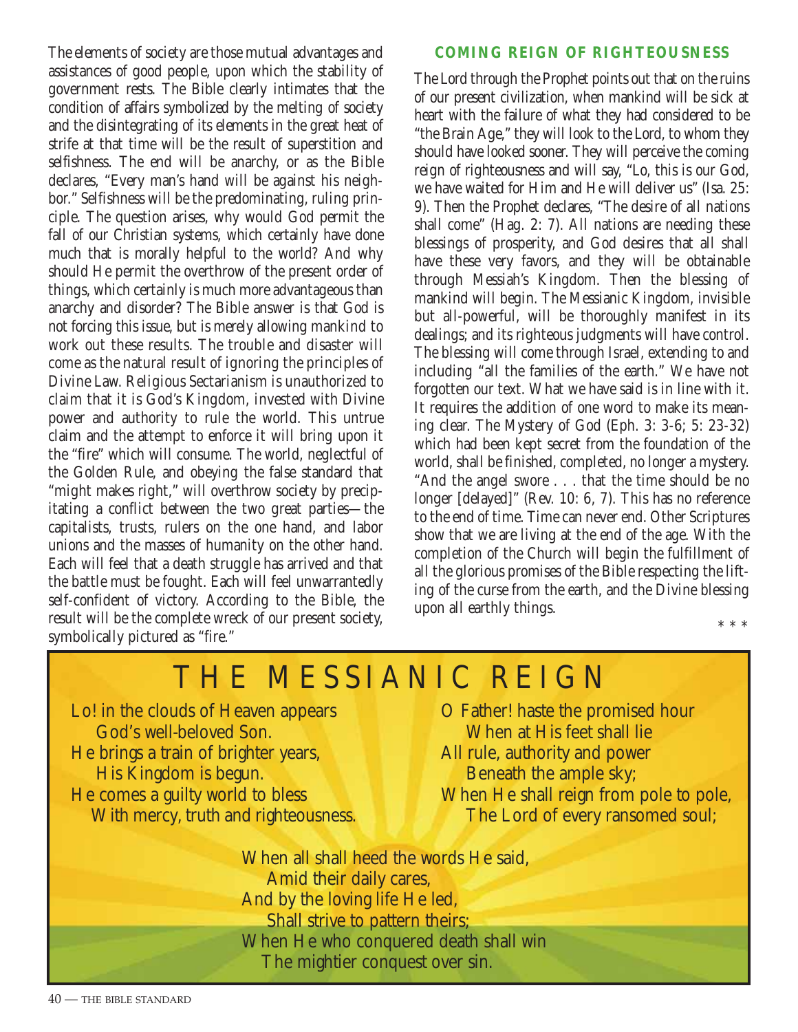The elements of society are those mutual advantages and assistances of good people, upon which the stability of government rests. The Bible clearly intimates that the condition of affairs symbolized by the melting of society and the disintegrating of its elements in the great heat of strife at that time will be the result of superstition and selfishness. The end will be anarchy, or as the Bible declares, "Every man's hand will be against his neighbor." Selfishness will be the predominating, ruling principle. The question arises, why would God permit the fall of our Christian systems, which certainly have done much that is morally helpful to the world? And why should He permit the overthrow of the present order of things, which certainly is much more advantageous than anarchy and disorder? The Bible answer is that God is not forcing this issue, but is merely allowing mankind to work out these results. The trouble and disaster will come as the natural result of ignoring the principles of Divine Law. Religious Sectarianism is unauthorized to claim that it is God's Kingdom, invested with Divine power and authority to rule the world. This untrue claim and the attempt to enforce it will bring upon it the "fire" which will consume. The world, neglectful of the Golden Rule, and obeying the false standard that "might makes right," will overthrow society by precipitating a conflict between the two great parties—the capitalists, trusts, rulers on the one hand, and labor unions and the masses of humanity on the other hand. Each will feel that a death struggle has arrived and that the battle must be fought. Each will feel unwarrantedly self-confident of victory. According to the Bible, the result will be the complete wreck of our present society, symbolically pictured as "fire."

### COMING REIGN OF RIGHTEOUSNESS

The Lord through the Prophet points out that on the ruins of our present civilization, when mankind will be sick at heart with the failure of what they had considered to be "the Brain Age," they will look to the Lord, to whom they should have looked sooner. They will perceive the coming reign of righteousness and will say, "Lo, this is our God, we have waited for Him and He will deliver us" (Isa. 25: 9). Then the Prophet declares, "The desire of all nations shall come" (Hag. 2: 7). All nations are needing these blessings of prosperity, and God desires that all shall have these very favors, and they will be obtainable through Messiah's Kingdom. Then the blessing of mankind will begin. The Messianic Kingdom, invisible but all-powerful, will be thoroughly manifest in its dealings; and its righteous judgments will have control. The blessing will come through Israel, extending to and including "all the families of the earth." We have not forgotten our text. What we have said is in line with it. It requires the addition of one word to make its meaning clear. The Mystery of God (Eph. 3: 3-6; 5: 23-32) which had been kept secret from the foundation of the world, shall be finished, completed, no longer a mystery. "And the angel swore . . . that the time should be no longer [delayed]" (Rev. 10: 6, 7). This has no reference to the end of time. Time can never end. Other Scriptures show that we are living at the end of the age. With the completion of the Church will begin the fulfillment of all the glorious promises of the Bible respecting the lifting of the curse from the earth, and the Divine blessing upon all earthly things.

\* \* \*

## THE MESSIANIC REIGN

Lo! in the clouds of Heaven appears  
God's well-beloved Son.  
He brings a train of brighter years,  
His Kingdom is begun.  
He comes a guilty world to bless  
With mercy, truth and righteousness.

O Father! haste the promised hour  
When at His feet shall lie  
All rule, authority and power  
Beneath the ample sky;  
When He shall reign from pole to pole,  
The Lord of every ransomed soul;

When all shall heed the words He said,  
Amid their daily cares,  
And by the loving life He led,  
Shall strive to pattern theirs;  
When He who conquered death shall win  
The mightier conquest over sin.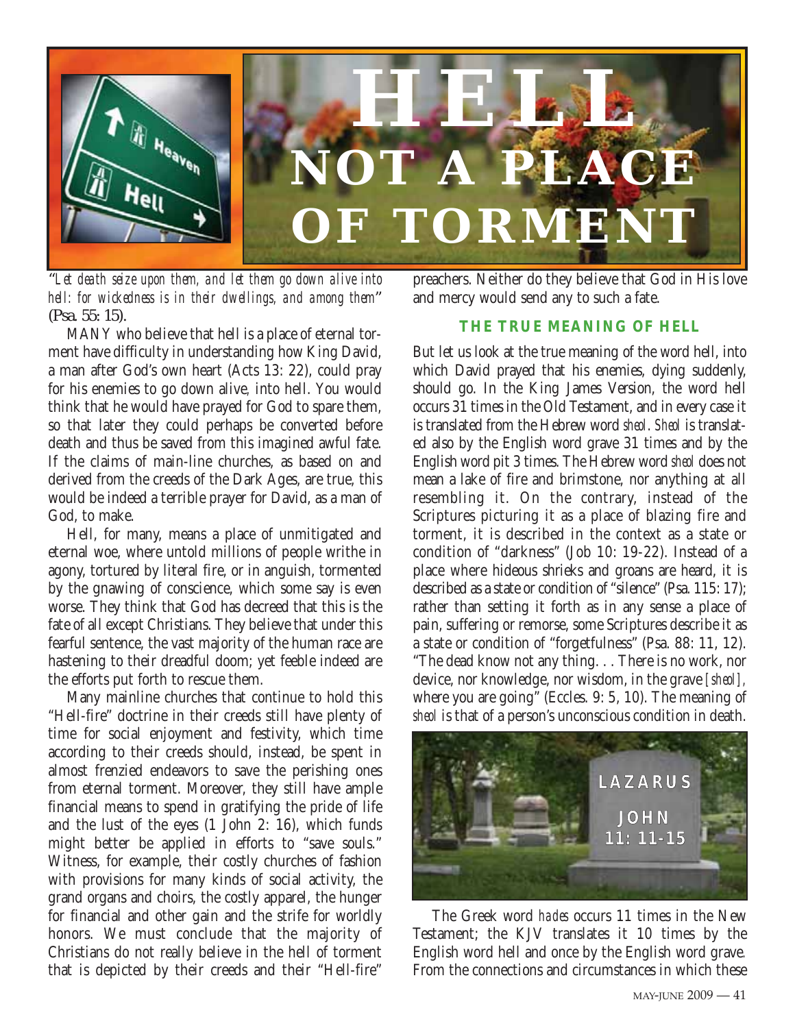# HELL NOT A PLACE OF TORMENT

*"Let death seize upon them, and let them go down alive into hell: for wickedness is in their dwellings, and among them"* (Psa. 55: 15).

MANY who believe that hell is a place of eternal torment have difficulty in understanding how King David, a man after God's own heart (Acts 13: 22), could pray for his enemies to go down alive, into hell. You would think that he would have prayed for God to spare them, so that later they could perhaps be converted before death and thus be saved from this imagined awful fate. If the claims of main-line churches, as based on and derived from the creeds of the Dark Ages, are true, this would be indeed a terrible prayer for David, as a man of God, to make.

Hell, for many, means a place of unmitigated and eternal woe, where untold millions of people writhe in agony, tortured by literal fire, or in anguish, tormented by the gnawing of conscience, which some say is even worse. They think that God has decreed that this is the fate of all except Christians. They believe that under this fearful sentence, the vast majority of the human race are hastening to their dreadful doom; yet feeble indeed are the efforts put forth to rescue them.

Many mainline churches that continue to hold this "Hell-fire" doctrine in their creeds still have plenty of time for social enjoyment and festivity, which time according to their creeds should, instead, be spent in almost frenzied endeavors to save the perishing ones from eternal torment. Moreover, they still have ample financial means to spend in gratifying the pride of life and the lust of the eyes (1 John 2: 16), which funds might better be applied in efforts to "save souls." Witness, for example, their costly churches of fashion with provisions for many kinds of social activity, the grand organs and choirs, the costly apparel, the hunger for financial and other gain and the strife for worldly honors. We must conclude that the majority of Christians do not really believe in the hell of torment that is depicted by their creeds and their "Hell-fire" preachers. Neither do they believe that God in His love and mercy would send any to such a fate.

## THE TRUE MEANING OF HELL

But let us look at the true meaning of the word hell, into which David prayed that his enemies, dying suddenly, should go. In the King James Version, the word hell occurs 31 times in the Old Testament, and in every case it is translated from the Hebrew word *sheol*. *Sheol* is translated also by the English word grave 31 times and by the English word pit 3 times. The Hebrew word *sheol* does not mean a lake of fire and brimstone, nor anything at all resembling it. On the contrary, instead of the Scriptures picturing it as a place of blazing fire and torment, it is described in the context as a state or condition of "darkness" (Job 10: 19-22). Instead of a place where hideous shrieks and groans are heard, it is described as a state or condition of "silence" (Psa. 115: 17); rather than setting it forth as in any sense a place of pain, suffering or remorse, some Scriptures describe it as a state or condition of "forgetfulness" (Psa. 88: 11, 12). "The dead know not any thing. . . There is no work, nor device, nor knowledge, nor wisdom, in the grave *[sheol]*, where you are going" (Eccles. 9: 5, 10). The meaning of *sheol* is that of a person's unconscious condition in death.

LAZARUS

JOHN 11: 11-15

The Greek word *hades* occurs 11 times in the New Testament; the KJV translates it 10 times by the English word hell and once by the English word grave. From the connections and circumstances in which these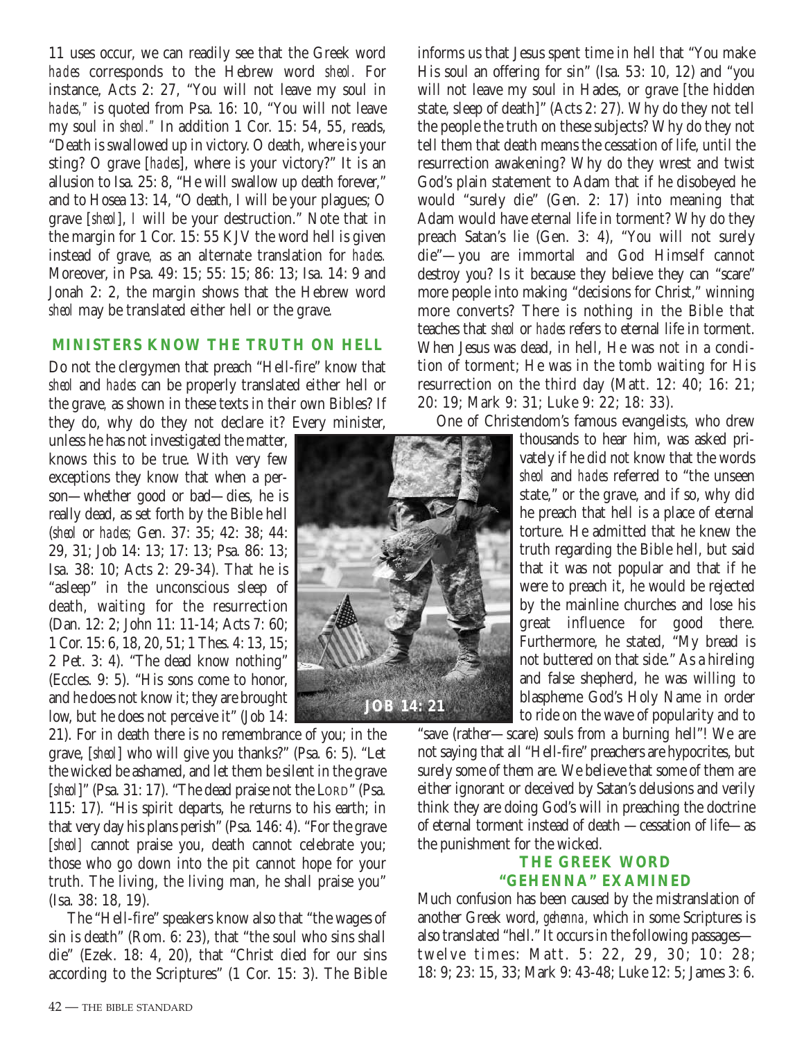11 uses occur, we can readily see that the Greek word *hades* corresponds to the Hebrew word *sheol.* For instance, Acts 2: 27, "You will not leave my soul in *hades,*" is quoted from Psa. 16: 10, "You will not leave my soul in *sheol.*" In addition 1 Cor. 15: 54, 55, reads, "Death is swallowed up in victory. O death, where is your sting? O grave [*hades*], where is your victory?" It is an allusion to Isa. 25: 8, "He will swallow up death forever," and to Hosea 13: 14, "O death, I will be your plagues; O grave [*sheol*], I will be your destruction." Note that in the margin for 1 Cor. 15: 55 KJV the word hell is given instead of grave, as an alternate translation for *hades.* Moreover, in Psa. 49: 15; 55: 15; 86: 13; Isa. 14: 9 and Jonah 2: 2, the margin shows that the Hebrew word *sheol* may be translated either hell or the grave.

## MINISTERS KNOW THE TRUTH ON HELL

Do not the clergymen that preach "Hell-fire" know that *sheol* and *hades* can be properly translated either hell or the grave, as shown in these texts in their own Bibles? If they do, why do they not declare it? Every minister, unless he has not investigated the matter, knows this to be true. With very few exceptions they know that when a person—whether good or bad—dies, he is really dead, as set forth by the Bible hell (*sheol* or *hades;* Gen. 37: 35; 42: 38; 44: 29, 31; Job 14: 13; 17: 13; Psa. 86: 13; Isa. 38: 10; Acts 2: 29-34). That he is "asleep" in the unconscious sleep of death, waiting for the resurrection (Dan. 12: 2; John 11: 11-14; Acts 7: 60; 1 Cor. 15: 6, 18, 20, 51; 1 Thes. 4: 13, 15; 2 Pet. 3: 4). "The dead know nothing" (Eccles. 9: 5). "His sons come to honor, and he does not know it; they are brought low, but he does not perceive it" (Job 14: 21). For in death there is no remembrance of you; in the grave, [*sheol*] who will give you thanks?" (Psa. 6: 5). "Let the wicked be ashamed, and let them be silent in the grave [*sheol*]" (Psa. 31: 17). "The dead praise not the LORD" (Psa. 115: 17). "His spirit departs, he returns to his earth; in that very day his plans perish" (Psa. 146: 4). "For the grave [*sheol*] cannot praise you, death cannot celebrate you; those who go down into the pit cannot hope for your truth. The living, the living man, he shall praise you" (Isa. 38: 18, 19).

JOB 14: 21

The "Hell-fire" speakers know also that "the wages of sin is death" (Rom. 6: 23), that "the soul who sins shall die" (Ezek. 18: 4, 20), that "Christ died for our sins according to the Scriptures" (1 Cor. 15: 3). The Bible informs us that Jesus spent time in hell that "You make His soul an offering for sin" (Isa. 53: 10, 12) and "you will not leave my soul in Hades, or grave [the hidden state, sleep of death]" (Acts 2: 27). Why do they not tell the people the truth on these subjects? Why do they not tell them that death means the cessation of life, until the resurrection awakening? Why do they wrest and twist God's plain statement to Adam that if he disobeyed he would "surely die" (Gen. 2: 17) into meaning that Adam would have eternal life in torment? Why do they preach Satan's lie (Gen. 3: 4), "You will not surely die"—you are immortal and God Himself cannot destroy you? Is it because they believe they can "scare" more people into making "decisions for Christ," winning more converts? There is nothing in the Bible that teaches that *sheol* or *hades* refers to eternal life in torment. When Jesus was dead, in hell, He was not in a condition of torment; He was in the tomb waiting for His resurrection on the third day (Matt. 12: 40; 16: 21; 20: 19; Mark 9: 31; Luke 9: 22; 18: 33).

One of Christendom's famous evangelists, who drew thousands to hear him, was asked privately if he did not know that the words *sheol* and *hades* referred to "the unseen state," or the grave, and if so, why did he preach that hell is a place of eternal torture. He admitted that he knew the truth regarding the Bible hell, but said that it was not popular and that if he were to preach it, he would be rejected by the mainline churches and lose his great influence for good there. Furthermore, he stated, "My bread is not buttered on that side." As a hireling and false shepherd, he was willing to blaspheme God's Holy Name in order to ride on the wave of popularity and to "save (rather—scare) souls from a burning hell"! We are not saying that all "Hell-fire" preachers are hypocrites, but surely some of them are. We believe that some of them are either ignorant or deceived by Satan's delusions and verily think they are doing God's will in preaching the doctrine of eternal torment instead of death —cessation of life—as the punishment for the wicked.

## THE GREEK WORD "GEHENNA" EXAMINED

Much confusion has been caused by the mistranslation of another Greek word, *gehenna,* which in some Scriptures is also translated "hell." It occurs in the following passages—twelve times: Matt. 5: 22, 29, 30; 10: 28; 18: 9; 23: 15, 33; Mark 9: 43-48; Luke 12: 5; James 3: 6.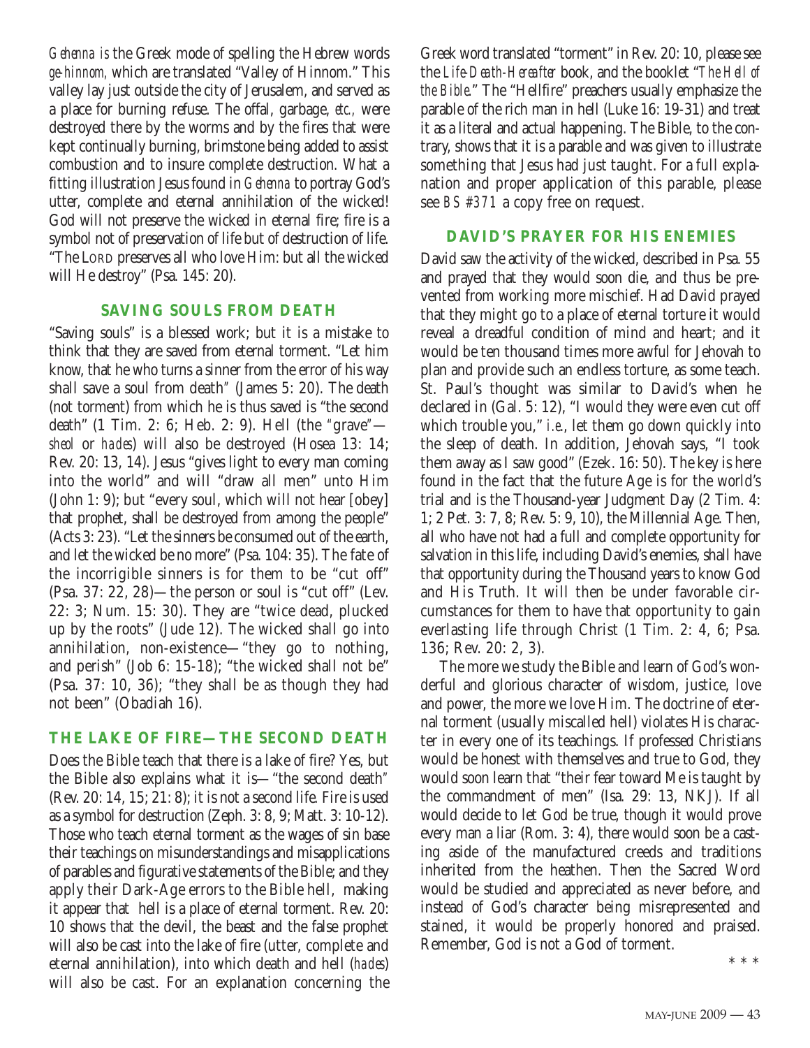*Gehenna is* the Greek mode of spelling the Hebrew words *ge-hinnom,* which are translated "Valley of Hinnom." This valley lay just outside the city of Jerusalem, and served as a place for burning refuse. The offal, garbage, *etc.,* were destroyed there by the worms and by the fires that were kept continually burning, brimstone being added to assist combustion and to insure complete destruction. What a fitting illustration Jesus found in *Gehenna* to portray God's utter, complete and eternal annihilation of the wicked! God will not preserve the wicked in eternal fire; fire is a symbol not of preservation of life but of destruction of life. "The LORD preserves all who love Him: but all the wicked will He destroy" (Psa. 145: 20).

### SAVING SOULS FROM DEATH

"Saving souls" is a blessed work; but it is a mistake to think that they are saved from eternal torment. "Let him know, that he who turns a sinner from the error of his way shall save a soul from death" (James 5: 20). The death (not torment) from which he is thus saved is "the second death" (1 Tim. 2: 6; Heb. 2: 9). Hell (the "grave"—*sheol* or *hades*) will also be destroyed (Hosea 13: 14; Rev. 20: 13, 14). Jesus "gives light to every man coming into the world" and will "draw all men" unto Him (John 1: 9); but "every soul, which will not hear [obey] that prophet, shall be destroyed from among the people" (Acts 3: 23). "Let the sinners be consumed out of the earth, and let the wicked be no more" (Psa. 104: 35). The fate of the incorrigible sinners is for them to be "cut off" (Psa. 37: 22, 28)—the person or soul is "cut off" (Lev. 22: 3; Num. 15: 30). They are "twice dead, plucked up by the roots" (Jude 12). The wicked shall go into annihilation, non-existence—"they go to nothing, and perish" (Job 6: 15-18); "the wicked shall not be" (Psa. 37: 10, 36); "they shall be as though they had not been" (Obadiah 16).

### THE LAKE OF FIRE—THE SECOND DEATH

Does the Bible teach that there is a lake of fire? Yes, but the Bible also explains what it is—"the second death" (Rev. 20: 14, 15; 21: 8); it is not a second life. Fire is used as a symbol for destruction (Zeph. 3: 8, 9; Matt. 3: 10-12). Those who teach eternal torment as the wages of sin base their teachings on misunderstandings and misapplications of parables and figurative statements of the Bible; and they apply their Dark-Age errors to the Bible hell, making it appear that hell is a place of eternal torment. Rev. 20: 10 shows that the devil, the beast and the false prophet will also be cast into the lake of fire (utter, complete and eternal annihilation), into which death and hell (*hades*) will also be cast. For an explanation concerning the Greek word translated "torment" in Rev. 20: 10, please see the *Life-Death-Hereafter* book, and the booklet "*The Hell of the Bible*." The "Hellfire" preachers usually emphasize the parable of the rich man in hell (Luke 16: 19-31) and treat it as a literal and actual happening. The Bible, to the contrary, shows that it is a parable and was given to illustrate something that Jesus had just taught. For a full explanation and proper application of this parable, please see *BS #371* a copy free on request.

### DAVID'S PRAYER FOR HIS ENEMIES

David saw the activity of the wicked, described in Psa. 55 and prayed that they would soon die, and thus be prevented from working more mischief. Had David prayed that they might go to a place of eternal torture it would reveal a dreadful condition of mind and heart; and it would be ten thousand times more awful for Jehovah to plan and provide such an endless torture, as some teach. St. Paul's thought was similar to David's when he declared in (Gal. 5: 12), "I would they were even cut off which trouble you," *i.e.*, let them go down quickly into the sleep of death. In addition, Jehovah says, "I took them away as I saw good" (Ezek. 16: 50). The key is here found in the fact that the future Age is for the world's trial and is the Thousand-year Judgment Day (2 Tim. 4: 1; 2 Pet. 3: 7, 8; Rev. 5: 9, 10), the Millennial Age. Then, all who have not had a full and complete opportunity for salvation in this life, including David's enemies, shall have that opportunity during the Thousand years to know God and His Truth. It will then be under favorable circumstances for them to have that opportunity to gain everlasting life through Christ (1 Tim. 2: 4, 6; Psa. 136; Rev. 20: 2, 3).

The more we study the Bible and learn of God's wonderful and glorious character of wisdom, justice, love and power, the more we love Him. The doctrine of eternal torment (usually miscalled hell) violates His character in every one of its teachings. If professed Christians would be honest with themselves and true to God, they would soon learn that "their fear toward Me is taught by the commandment of men" (Isa. 29: 13, NKJ). If all would decide to let God be true, though it would prove every man a liar (Rom. 3: 4), there would soon be a casting aside of the manufactured creeds and traditions inherited from the heathen. Then the Sacred Word would be studied and appreciated as never before, and instead of God's character being misrepresented and stained, it would be properly honored and praised. Remember, God is not a God of torment.

\* \* \*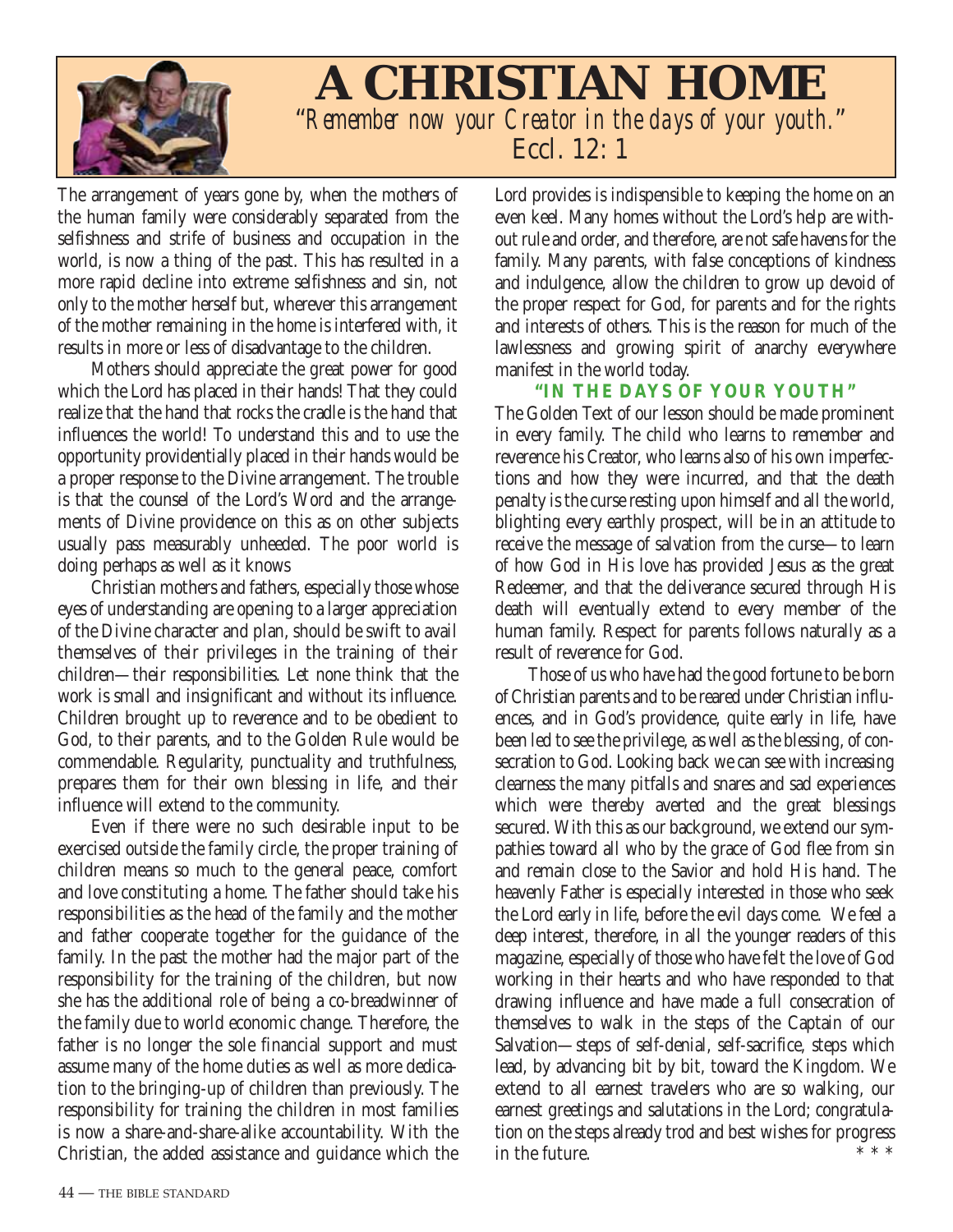# A CHRISTIAN HOME

*"Remember now your Creator in the days of your youth."*
Eccl. 12: 1

The arrangement of years gone by, when the mothers of the human family were considerably separated from the selfishness and strife of business and occupation in the world, is now a thing of the past. This has resulted in a more rapid decline into extreme selfishness and sin, not only to the mother herself but, wherever this arrangement of the mother remaining in the home is interfered with, it results in more or less of disadvantage to the children.

Mothers should appreciate the great power for good which the Lord has placed in their hands! That they could realize that the hand that rocks the cradle is the hand that influences the world! To understand this and to use the opportunity providentially placed in their hands would be a proper response to the Divine arrangement. The trouble is that the counsel of the Lord's Word and the arrangements of Divine providence on this as on other subjects usually pass measurably unheeded. The poor world is doing perhaps as well as it knows

Christian mothers and fathers, especially those whose eyes of understanding are opening to a larger appreciation of the Divine character and plan, should be swift to avail themselves of their privileges in the training of their children—their responsibilities. Let none think that the work is small and insignificant and without its influence. Children brought up to reverence and to be obedient to God, to their parents, and to the Golden Rule would be commendable. Regularity, punctuality and truthfulness, prepares them for their own blessing in life, and their influence will extend to the community.

Even if there were no such desirable input to be exercised outside the family circle, the proper training of children means so much to the general peace, comfort and love constituting a home. The father should take his responsibilities as the head of the family and the mother and father cooperate together for the guidance of the family. In the past the mother had the major part of the responsibility for the training of the children, but now she has the additional role of being a co-breadwinner of the family due to world economic change. Therefore, the father is no longer the sole financial support and must assume many of the home duties as well as more dedication to the bringing-up of children than previously. The responsibility for training the children in most families is now a share-and-share-alike accountability. With the Christian, the added assistance and guidance which the Lord provides is indispensible to keeping the home on an even keel. Many homes without the Lord's help are without rule and order, and therefore, are not safe havens for the family. Many parents, with false conceptions of kindness and indulgence, allow the children to grow up devoid of the proper respect for God, for parents and for the rights and interests of others. This is the reason for much of the lawlessness and growing spirit of anarchy everywhere manifest in the world today.

### "IN THE DAYS OF YOUR YOUTH"

The Golden Text of our lesson should be made prominent in every family. The child who learns to remember and reverence his Creator, who learns also of his own imperfections and how they were incurred, and that the death penalty is the curse resting upon himself and all the world, blighting every earthly prospect, will be in an attitude to receive the message of salvation from the curse—to learn of how God in His love has provided Jesus as the great Redeemer, and that the deliverance secured through His death will eventually extend to every member of the human family. Respect for parents follows naturally as a result of reverence for God.

Those of us who have had the good fortune to be born of Christian parents and to be reared under Christian influences, and in God's providence, quite early in life, have been led to see the privilege, as well as the blessing, of consecration to God. Looking back we can see with increasing clearness the many pitfalls and snares and sad experiences which were thereby averted and the great blessings secured. With this as our background, we extend our sympathies toward all who by the grace of God flee from sin and remain close to the Savior and hold His hand. The heavenly Father is especially interested in those who seek the Lord early in life, before the evil days come. We feel a deep interest, therefore, in all the younger readers of this magazine, especially of those who have felt the love of God working in their hearts and who have responded to that drawing influence and have made a full consecration of themselves to walk in the steps of the Captain of our Salvation—steps of self-denial, self-sacrifice, steps which lead, by advancing bit by bit, toward the Kingdom. We extend to all earnest travelers who are so walking, our earnest greetings and salutations in the Lord; congratulation on the steps already trod and best wishes for progress in the future. * * *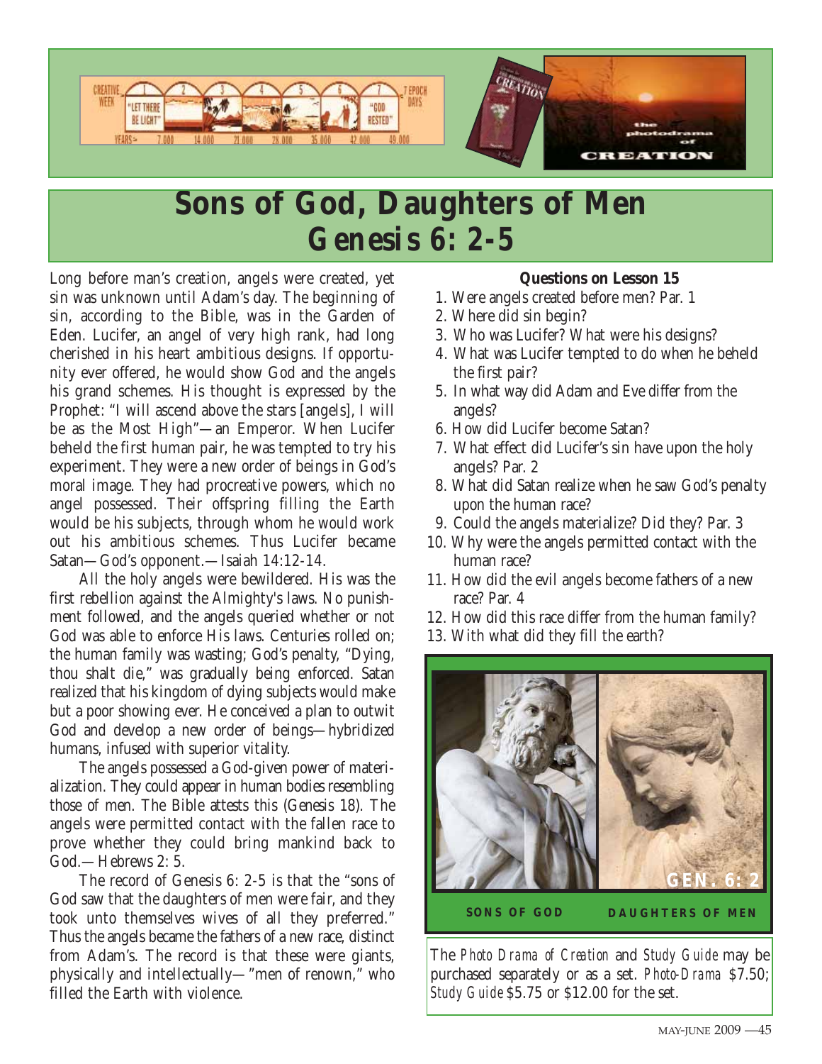# Sons of God, Daughters of Men
# Genesis 6: 2-5

Long before man's creation, angels were created, yet sin was unknown until Adam's day. The beginning of sin, according to the Bible, was in the Garden of Eden. Lucifer, an angel of very high rank, had long cherished in his heart ambitious designs. If opportunity ever offered, he would show God and the angels his grand schemes. His thought is expressed by the Prophet: "I will ascend above the stars [angels], I will be as the Most High"—an Emperor. When Lucifer beheld the first human pair, he was tempted to try his experiment. They were a new order of beings in God's moral image. They had procreative powers, which no angel possessed. Their offspring filling the Earth would be his subjects, through whom he would work out his ambitious schemes. Thus Lucifer became Satan—God's opponent.—Isaiah 14:12-14.

All the holy angels were bewildered. His was the first rebellion against the Almighty's laws. No punishment followed, and the angels queried whether or not God was able to enforce His laws. Centuries rolled on; the human family was wasting; God's penalty, "Dying, thou shalt die," was gradually being enforced. Satan realized that his kingdom of dying subjects would make but a poor showing ever. He conceived a plan to outwit God and develop a new order of beings—hybridized humans, infused with superior vitality.

The angels possessed a God-given power of materialization. They could appear in human bodies resembling those of men. The Bible attests this (Genesis 18). The angels were permitted contact with the fallen race to prove whether they could bring mankind back to God.—Hebrews 2: 5.

The record of Genesis 6: 2-5 is that the "sons of God saw that the daughters of men were fair, and they took unto themselves wives of all they preferred." Thus the angels became the fathers of a new race, distinct from Adam's. The record is that these were giants, physically and intellectually—"men of renown," who filled the Earth with violence.

**Questions on Lesson 15**

1. Were angels created before men? Par. 1
2. Where did sin begin?
3. Who was Lucifer? What were his designs?
4. What was Lucifer tempted to do when he beheld the first pair?
5. In what way did Adam and Eve differ from the angels?
6. How did Lucifer become Satan?
7. What effect did Lucifer's sin have upon the holy angels? Par. 2
8. What did Satan realize when he saw God's penalty upon the human race?
9. Could the angels materialize? Did they? Par. 3
10. Why were the angels permitted contact with the human race?
11. How did the evil angels become fathers of a new race? Par. 4
12. How did this race differ from the human family?
13. With what did they fill the earth?

GEN. 6: 2

SONS OF GOD — DAUGHTERS OF MEN

The *Photo Drama of Creation* and *Study Guide* may be purchased separately or as a set. *Photo-Drama* $7.50; *Study Guide* $5.75 or $12.00 for the set.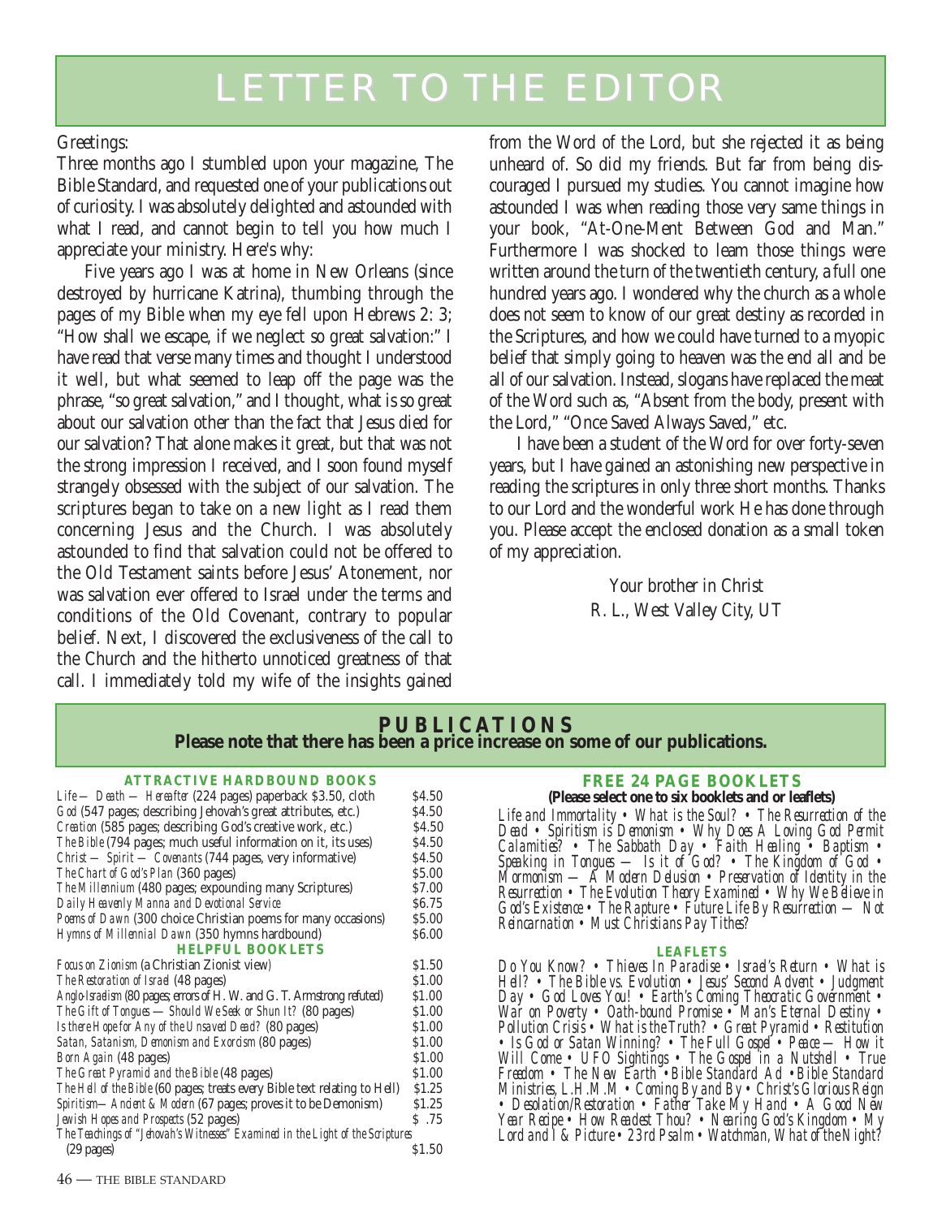# LETTER TO THE EDITOR

Greetings:

Three months ago I stumbled upon your magazine, The Bible Standard, and requested one of your publications out of curiosity. I was absolutely delighted and astounded with what I read, and cannot begin to tell you how much I appreciate your ministry. Here's why:

Five years ago I was at home in New Orleans (since destroyed by hurricane Katrina), thumbing through the pages of my Bible when my eye fell upon Hebrews 2: 3; "How shall we escape, if we neglect so great salvation:" I have read that verse many times and thought I understood it well, but what seemed to leap off the page was the phrase, "so great salvation," and I thought, what is so great about our salvation other than the fact that Jesus died for our salvation? That alone makes it great, but that was not the strong impression I received, and I soon found myself strangely obsessed with the subject of our salvation. The scriptures began to take on a new light as I read them concerning Jesus and the Church. I was absolutely astounded to find that salvation could not be offered to the Old Testament saints before Jesus' Atonement, nor was salvation ever offered to Israel under the terms and conditions of the Old Covenant, contrary to popular belief. Next, I discovered the exclusiveness of the call to the Church and the hitherto unnoticed greatness of that call. I immediately told my wife of the insights gained from the Word of the Lord, but she rejected it as being unheard of. So did my friends. But far from being discouraged I pursued my studies. You cannot imagine how astounded I was when reading those very same things in your book, "At-One-Ment Between God and Man." Furthermore I was shocked to learn those things were written around the turn of the twentieth century, a full one hundred years ago. I wondered why the church as a whole does not seem to know of our great destiny as recorded in the Scriptures, and how we could have turned to a myopic belief that simply going to heaven was the end all and be all of our salvation. Instead, slogans have replaced the meat of the Word such as, "Absent from the body, present with the Lord," "Once Saved Always Saved," etc.

I have been a student of the Word for over forty-seven years, but I have gained an astonishing new perspective in reading the scriptures in only three short months. Thanks to our Lord and the wonderful work He has done through you. Please accept the enclosed donation as a small token of my appreciation.

Your brother in Christ
R. L., West Valley City, UT

## PUBLICATIONS

**Please note that there has been a price increase on some of our publications.**

### ATTRACTIVE HARDBOUND BOOKS

| | |
|---|---|
| *Life — Death — Hereafter* (224 pages) paperback $3.50, cloth | $4.50 |
| *God* (547 pages; describing Jehovah's great attributes, etc.) | $4.50 |
| *Creation* (585 pages; describing God's creative work, etc.) | $4.50 |
| *The Bible* (794 pages; much useful information on it, its uses) | $4.50 |
| *Christ — Spirit — Covenants* (744 pages, very informative) | $4.50 |
| *The Chart of God's Plan* (360 pages) | $5.00 |
| *The Millennium* (480 pages; expounding many Scriptures) | $7.00 |
| *Daily Heavenly Manna and Devotional Service* | $6.75 |
| *Poems of Dawn* (300 choice Christian poems for many occasions) | $5.00 |
| *Hymns of Millennial Dawn* (350 hymns hardbound) | $6.00 |

### HELPFUL BOOKLETS

| | |
|---|---|
| *Focus on Zionism* (a Christian Zionist view) | $1.50 |
| *The Restoration of Israel* (48 pages) | $1.00 |
| *Anglo-Israelism* (80 pages; errors of H. W. and G. T. Armstrong refuted) | $1.00 |
| *The Gift of Tongues — Should We Seek or Shun It?* (80 pages) | $1.00 |
| *Is there Hope for Any of the Unsaved Dead?* (80 pages) | $1.00 |
| *Satan, Satanism, Demonism and Exorcism* (80 pages) | $1.00 |
| *Born Again* (48 pages) | $1.00 |
| *The Great Pyramid and the Bible* (48 pages) | $1.00 |
| *The Hell of the Bible* (60 pages; treats every Bible text relating to Hell) | $1.25 |
| *Spiritism—Ancient & Modern* (67 pages; proves it to be Demonism) | $1.25 |
| *Jewish Hopes and Prospects* (52 pages) | $ .75 |
| *The Teachings of "Jehovah's Witnesses" Examined in the Light of the Scriptures* (29 pages) | $1.50 |

### FREE 24 PAGE BOOKLETS

**(Please select one to six booklets and or leaflets)**

*Life and Immortality • What is the Soul? • The Resurrection of the Dead • Spiritism is Demonism • Why Does A Loving God Permit Calamities? • The Sabbath Day • Faith Healing • Baptism • Speaking in Tongues — Is it of God? • The Kingdom of God • Mormonism — A Modern Delusion • Preservation of Identity in the Resurrection • The Evolution Theory Examined • Why We Believe in God's Existence • The Rapture • Future Life By Resurrection — Not Reincarnation • Must Christians Pay Tithes?*

### LEAFLETS

*Do You Know? • Thieves In Paradise • Israel's Return • What is Hell? • The Bible vs. Evolution • Jesus' Second Advent • Judgment Day • God Loves You! • Earth's Coming Theocratic Government • War on Poverty • Oath-bound Promise • Man's Eternal Destiny • Pollution Crisis • What is the Truth? • Great Pyramid • Restitution • Is God or Satan Winning? • The Full Gospel • Peace — How it Will Come • UFO Sightings • The Gospel in a Nutshell • True Freedom • The New Earth • Bible Standard Ad • Bible Standard Ministries, L.H.M.M • Coming By and By • Christ's Glorious Reign • Desolation/Restoration • Father Take My Hand • A Good New Year Recipe • How Readest Thou? • Nearing God's Kingdom • My Lord and I & Picture • 23rd Psalm • Watchman, What of the Night?*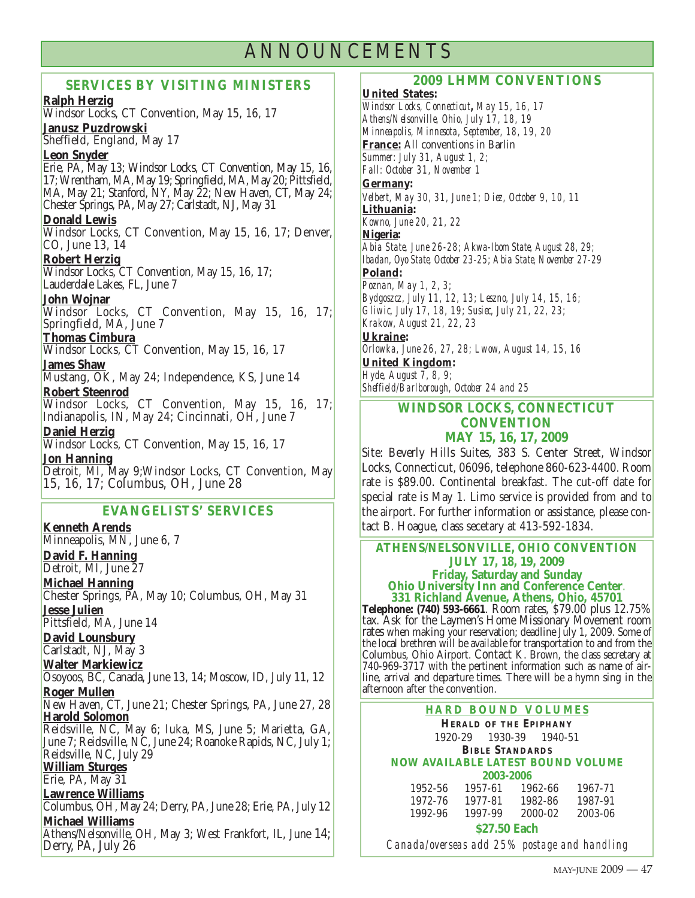# ANNOUNCEMENTS

## SERVICES BY VISITING MINISTERS

**Ralph Herzig**
Windsor Locks, CT Convention, May 15, 16, 17

**Janusz Puzdrowski**
Sheffield, England, May 17

**Leon Snyder**
Erie, PA, May 13; Windsor Locks, CT Convention, May 15, 16, 17; Wrentham, MA, May 19; Springfield, MA, May 20; Pittsfield, MA, May 21; Stanford, NY, May 22; New Haven, CT, May 24; Chester Springs, PA, May 27; Carlstadt, NJ, May 31

**Donald Lewis**
Windsor Locks, CT Convention, May 15, 16, 17; Denver, CO, June 13, 14

**Robert Herzig**
Windsor Locks, CT Convention, May 15, 16, 17; Lauderdale Lakes, FL, June 7

**John Wojnar**
Windsor Locks, CT Convention, May 15, 16, 17; Springfield, MA, June 7

**Thomas Cimbura**
Windsor Locks, CT Convention, May 15, 16, 17

**James Shaw**
Mustang, OK, May 24; Independence, KS, June 14

**Robert Steenrod**
Windsor Locks, CT Convention, May 15, 16, 17; Indianapolis, IN, May 24; Cincinnati, OH, June 7

**Daniel Herzig**
Windsor Locks, CT Convention, May 15, 16, 17

**Jon Hanning**
Detroit, MI, May 9;Windsor Locks, CT Convention, May 15, 16, 17; Columbus, OH, June 28

## EVANGELISTS' SERVICES

**Kenneth Arends**
Minneapolis, MN, June 6, 7

**David F. Hanning**
Detroit, MI, June 27

**Michael Hanning**
Chester Springs, PA, May 10; Columbus, OH, May 31

**Jesse Julien**
Pittsfield, MA, June 14

**David Lounsbury**
Carlstadt, NJ, May 3

**Walter Markiewicz**
Osoyoos, BC, Canada, June 13, 14; Moscow, ID, July 11, 12

**Roger Mullen**
New Haven, CT, June 21; Chester Springs, PA, June 27, 28

**Harold Solomon**
Reidsville, NC, May 6; Iuka, MS, June 5; Marietta, GA, June 7; Reidsville, NC, June 24; Roanoke Rapids, NC, July 1; Reidsville, NC, July 29

**William Sturges**
Erie, PA, May 31

**Lawrence Williams**
Columbus, OH, May 24; Derry, PA, June 28; Erie, PA, July 12

**Michael Williams**
Athens/Nelsonville, OH, May 3; West Frankfort, IL, June 14; Derry, PA, July 26

## 2009 LHMM CONVENTIONS

**United States:**
*Windsor Locks, Connecticut, May 15, 16, 17*
*Athens/Nelsonville, Ohio, July 17, 18, 19*
*Minneapolis, Minnesota, September, 18, 19, 20*

**France:** All conventions in Barlin
*Summer: July 31, August 1, 2;*
*Fall: October 31, November 1*

**Germany:**
*Velbert, May 30, 31, June 1; Diez, October 9, 10, 11*

**Lithuania:**
*Kowno, June 20, 21, 22*

**Nigeria:**
*Abia State, June 26-28; Akwa-Ibom State, August 28, 29; Ibadan, Oyo State, October 23-25; Abia State, November 27-29*

**Poland:**
*Poznan, May 1, 2, 3;*
*Bydgoszcz, July 11, 12, 13; Leszno, July 14, 15, 16;*
*Gliwic, July 17, 18, 19; Susiec, July 21, 22, 23;*
*Krakow, August 21, 22, 23*

**Ukraine:**
*Orlowka, June 26, 27, 28; Lwow, August 14, 15, 16*

**United Kingdom:**
*Hyde, August 7, 8, 9;*
*Sheffield/Barlborough, October 24 and 25*

## WINDSOR LOCKS, CONNECTICUT CONVENTION
## MAY 15, 16, 17, 2009

Site: Beverly Hills Suites, 383 S. Center Street, Windsor Locks, Connecticut, 06096, telephone 860-623-4400. Room rate is $89.00. Continental breakfast. The cut-off date for special rate is May 1. Limo service is provided from and to the airport. For further information or assistance, please contact B. Hoague, class secetary at 413-592-1834.

## ATHENS/NELSONVILLE, OHIO CONVENTION
## JULY 17, 18, 19, 2009

**Friday, Saturday and Sunday**
**Ohio University Inn and Conference Center.**
**331 Richland Avenue, Athens, Ohio, 45701**

**Telephone: (740) 593-6661**. Room rates, $79.00 plus 12.75% tax. Ask for the Laymen's Home Missionary Movement room rates when making your reservation; deadline July 1, 2009. Some of the local brethren will be available for transportation to and from the Columbus, Ohio Airport. Contact K. Brown, the class secretary at 740-969-3717 with the pertinent information such as name of airline, arrival and departure times. There will be a hymn sing in the afternoon after the convention.

## HARD BOUND VOLUMES

**HERALD OF THE EPIPHANY**
1920-29 1930-39 1940-51

**BIBLE STANDARDS**
**NOW AVAILABLE LATEST BOUND VOLUME**
**2003-2006**

| | | | |
|---|---|---|---|
| 1952-56 | 1957-61 | 1962-66 | 1967-71 |
| 1972-76 | 1977-81 | 1982-86 | 1987-91 |
| 1992-96 | 1997-99 | 2000-02 | 2003-06 |

**$27.50 Each**

*Canada/overseas add 25% postage and handling*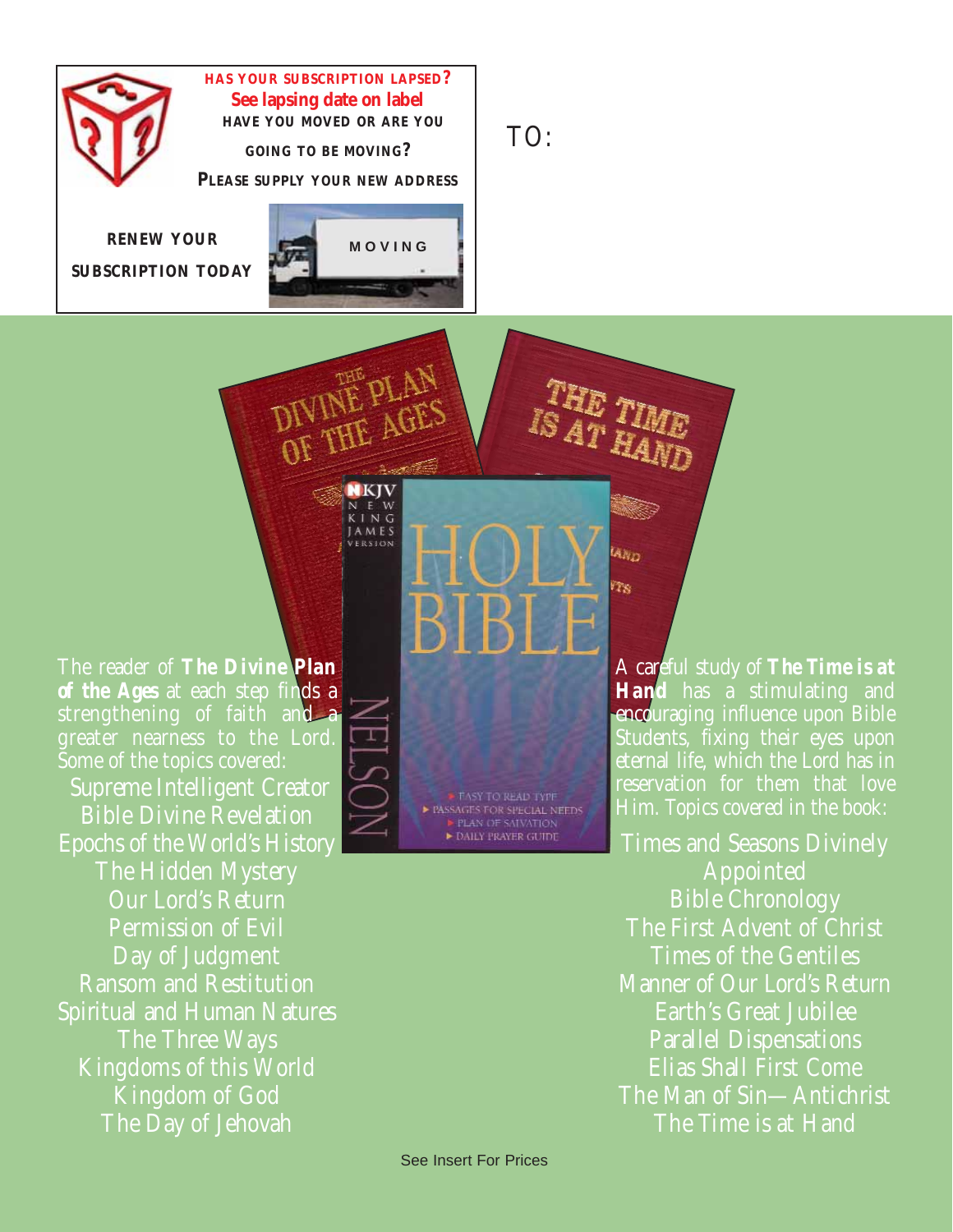**HAS YOUR SUBSCRIPTION LAPSED?**

**See lapsing date on label**

**HAVE YOU MOVED OR ARE YOU GOING TO BE MOVING?**

**PLEASE SUPPLY YOUR NEW ADDRESS**

**RENEW YOUR SUBSCRIPTION TODAY**

MOVING

TO:

The reader of ***The Divine Plan of the Ages*** at each step finds a strengthening of faith and a greater nearness to the Lord. Some of the topics covered:

- Supreme Intelligent Creator
- Bible Divine Revelation
- Epochs of the World's History
- The Hidden Mystery
- Our Lord's Return
- Permission of Evil
- Day of Judgment
- Ransom and Restitution
- Spiritual and Human Natures
- The Three Ways
- Kingdoms of this World
- Kingdom of God
- The Day of Jehovah

A careful study of ***The Time is at Hand*** has a stimulating and encouraging influence upon Bible Students, fixing their eyes upon eternal life, which the Lord has in reservation for them that love Him. Topics covered in the book:

- Times and Seasons Divinely Appointed
- Bible Chronology
- The First Advent of Christ
- Times of the Gentiles
- Manner of Our Lord's Return
- Earth's Great Jubilee
- Parallel Dispensations
- Elias Shall First Come
- The Man of Sin—Antichrist
- The Time is at Hand

See Insert For Prices